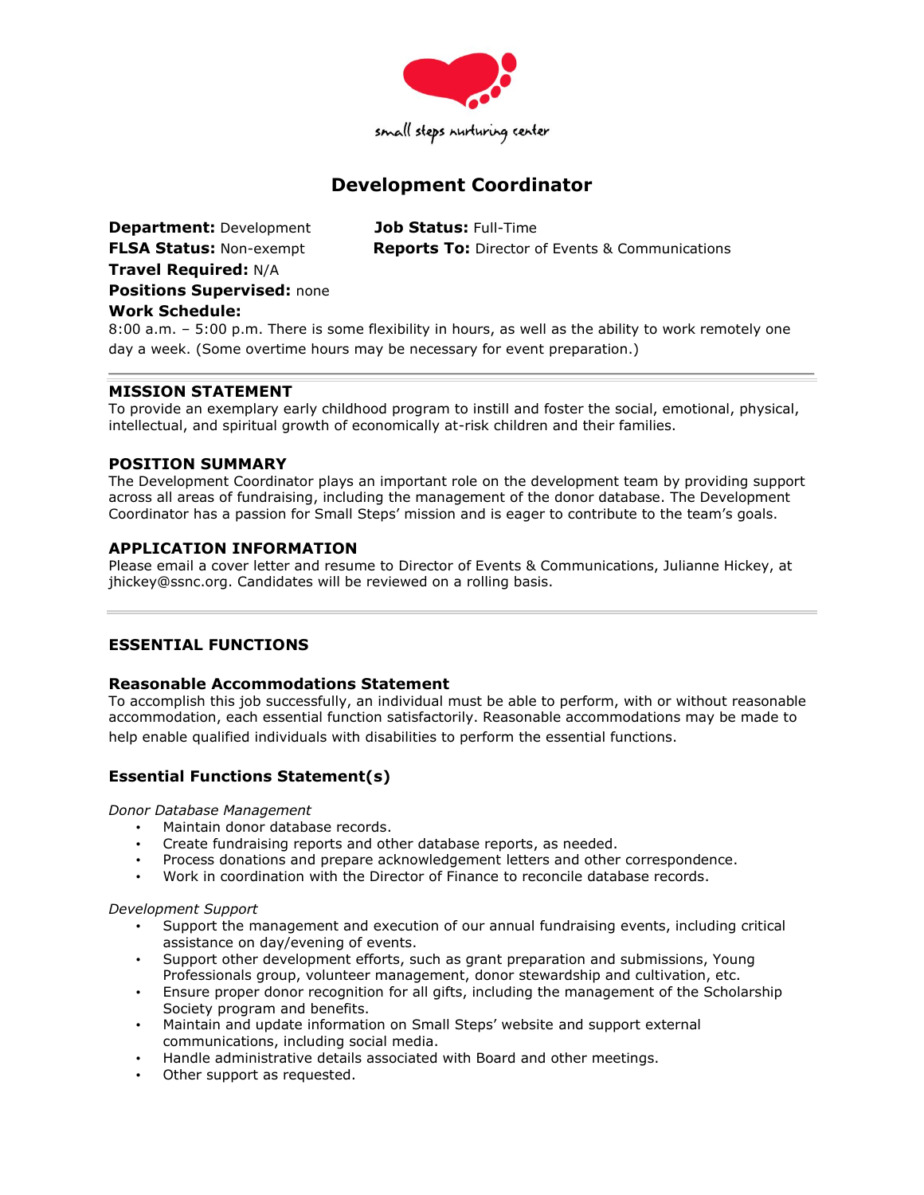small steps nurturing center

# Development Coordinator

**Department:** Development

**Job Status:** Full-Time

**FLSA Status:** Non-exempt

**Reports To:** Director of Events & Communications

**Travel Required:** N/A

**Positions Supervised:** none

**Work Schedule:**
8:00 a.m. – 5:00 p.m. There is some flexibility in hours, as well as the ability to work remotely one day a week. (Some overtime hours may be necessary for event preparation.)

---

## MISSION STATEMENT

To provide an exemplary early childhood program to instill and foster the social, emotional, physical, intellectual, and spiritual growth of economically at-risk children and their families.

## POSITION SUMMARY

The Development Coordinator plays an important role on the development team by providing support across all areas of fundraising, including the management of the donor database. The Development Coordinator has a passion for Small Steps' mission and is eager to contribute to the team's goals.

## APPLICATION INFORMATION

Please email a cover letter and resume to Director of Events & Communications, Julianne Hickey, at jhickey@ssnc.org. Candidates will be reviewed on a rolling basis.

---

## ESSENTIAL FUNCTIONS

### Reasonable Accommodations Statement

To accomplish this job successfully, an individual must be able to perform, with or without reasonable accommodation, each essential function satisfactorily. Reasonable accommodations may be made to help enable qualified individuals with disabilities to perform the essential functions.

### Essential Functions Statement(s)

*Donor Database Management*

- Maintain donor database records.
- Create fundraising reports and other database reports, as needed.
- Process donations and prepare acknowledgement letters and other correspondence.
- Work in coordination with the Director of Finance to reconcile database records.

*Development Support*

- Support the management and execution of our annual fundraising events, including critical assistance on day/evening of events.
- Support other development efforts, such as grant preparation and submissions, Young Professionals group, volunteer management, donor stewardship and cultivation, etc.
- Ensure proper donor recognition for all gifts, including the management of the Scholarship Society program and benefits.
- Maintain and update information on Small Steps' website and support external communications, including social media.
- Handle administrative details associated with Board and other meetings.
- Other support as requested.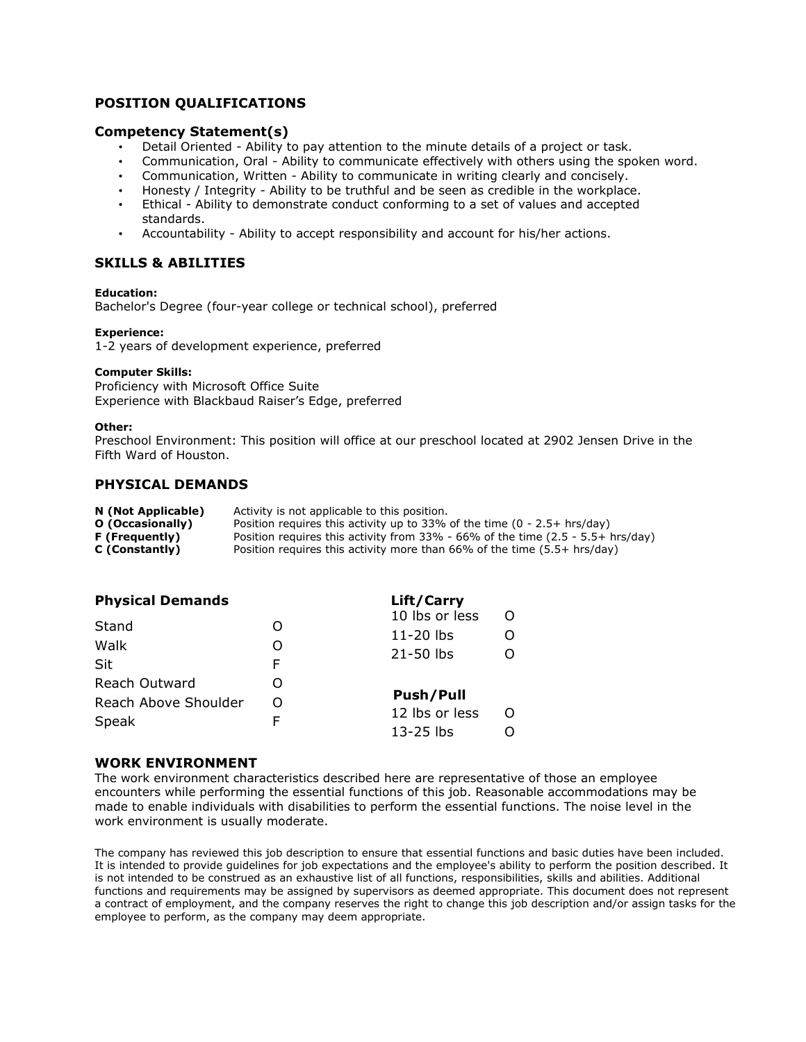## POSITION QUALIFICATIONS

### Competency Statement(s)

- Detail Oriented - Ability to pay attention to the minute details of a project or task.
- Communication, Oral - Ability to communicate effectively with others using the spoken word.
- Communication, Written - Ability to communicate in writing clearly and concisely.
- Honesty / Integrity - Ability to be truthful and be seen as credible in the workplace.
- Ethical - Ability to demonstrate conduct conforming to a set of values and accepted standards.
- Accountability - Ability to accept responsibility and account for his/her actions.

## SKILLS & ABILITIES

**Education:**
Bachelor's Degree (four-year college or technical school), preferred

**Experience:**
1-2 years of development experience, preferred

**Computer Skills:**
Proficiency with Microsoft Office Suite
Experience with Blackbaud Raiser's Edge, preferred

**Other:**
Preschool Environment: This position will office at our preschool located at 2902 Jensen Drive in the Fifth Ward of Houston.

## PHYSICAL DEMANDS

| | |
|---|---|
| **N (Not Applicable)** | Activity is not applicable to this position. |
| **O (Occasionally)** | Position requires this activity up to 33% of the time (0 - 2.5+ hrs/day) |
| **F (Frequently)** | Position requires this activity from 33% - 66% of the time (2.5 - 5.5+ hrs/day) |
| **C (Constantly)** | Position requires this activity more than 66% of the time (5.5+ hrs/day) |

| **Physical Demands** | |
|---|---|
| Stand | O |
| Walk | O |
| Sit | F |
| Reach Outward | O |
| Reach Above Shoulder | O |
| Speak | F |

| **Lift/Carry** | |
|---|---|
| 10 lbs or less | O |
| 11-20 lbs | O |
| 21-50 lbs | O |

| **Push/Pull** | |
|---|---|
| 12 lbs or less | O |
| 13-25 lbs | O |

## WORK ENVIRONMENT

The work environment characteristics described here are representative of those an employee encounters while performing the essential functions of this job. Reasonable accommodations may be made to enable individuals with disabilities to perform the essential functions. The noise level in the work environment is usually moderate.

The company has reviewed this job description to ensure that essential functions and basic duties have been included. It is intended to provide guidelines for job expectations and the employee's ability to perform the position described. It is not intended to be construed as an exhaustive list of all functions, responsibilities, skills and abilities. Additional functions and requirements may be assigned by supervisors as deemed appropriate. This document does not represent a contract of employment, and the company reserves the right to change this job description and/or assign tasks for the employee to perform, as the company may deem appropriate.